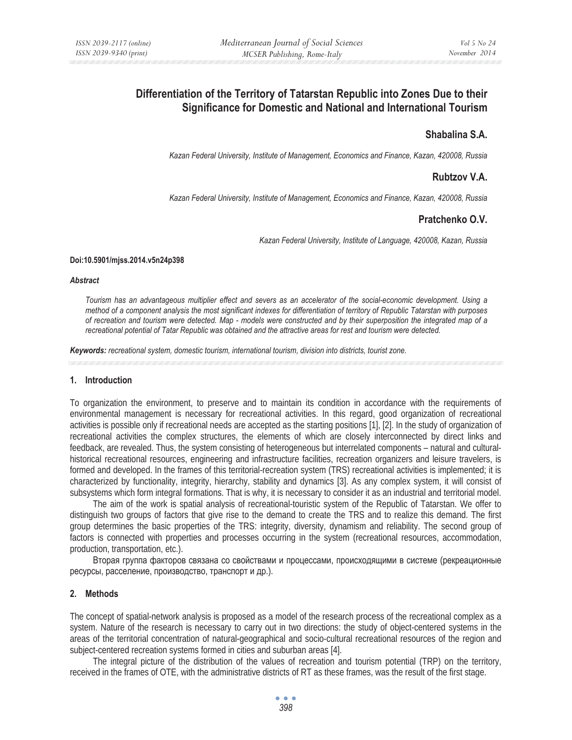# Differentiation of the Territory of Tatarstan Republic into Zones Due to their Significance for Domestic and National and International Tourism

**Shabalina S.A.**

*Kazan Federal University, Institute of Management, Economics and Finance, Kazan, 420008, Russia*

**Rubtzov V.A.**

*Kazan Federal University, Institute of Management, Economics and Finance, Kazan, 420008, Russia*

**Pratchenko O.V.**

*Kazan Federal University, Institute of Language, 420008, Kazan, Russia*

**Doi:10.5901/mjss.2014.v5n24p398**

***Abstract***

*Tourism has an advantageous multiplier effect and severs as an accelerator of the social-economic development. Using a method of a component analysis the most significant indexes for differentiation of territory of Republic Tatarstan with purposes of recreation and tourism were detected. Map - models were constructed and by their superposition the integrated map of a recreational potential of Tatar Republic was obtained and the attractive areas for rest and tourism were detected.*

***Keywords:*** *recreational system, domestic tourism, international tourism, division into districts, tourist zone.*

## 1. Introduction

To organization the environment, to preserve and to maintain its condition in accordance with the requirements of environmental management is necessary for recreational activities. In this regard, good organization of recreational activities is possible only if recreational needs are accepted as the starting positions [1], [2]. In the study of organization of recreational activities the complex structures, the elements of which are closely interconnected by direct links and feedback, are revealed. Thus, the system consisting of heterogeneous but interrelated components – natural and cultural-historical recreational resources, engineering and infrastructure facilities, recreation organizers and leisure travelers, is formed and developed. In the frames of this territorial-recreation system (TRS) recreational activities is implemented; it is characterized by functionality, integrity, hierarchy, stability and dynamics [3]. As any complex system, it will consist of subsystems which form integral formations. That is why, it is necessary to consider it as an industrial and territorial model.

The aim of the work is spatial analysis of recreational-touristic system of the Republic of Tatarstan. We offer to distinguish two groups of factors that give rise to the demand to create the TRS and to realize this demand. The first group determines the basic properties of the TRS: integrity, diversity, dynamism and reliability. The second group of factors is connected with properties and processes occurring in the system (recreational resources, accommodation, production, transportation, etc.).

Вторая группа факторов связана со свойствами и процессами, происходящими в системе (рекреационные ресурсы, расселение, производство, транспорт и др.).

## 2. Methods

The concept of spatial-network analysis is proposed as a model of the research process of the recreational complex as a system. Nature of the research is necessary to carry out in two directions: the study of object-centered systems in the areas of the territorial concentration of natural-geographical and socio-cultural recreational resources of the region and subject-centered recreation systems formed in cities and suburban areas [4].

The integral picture of the distribution of the values of recreation and tourism potential (TRP) on the territory, received in the frames of OTE, with the administrative districts of RT as these frames, was the result of the first stage.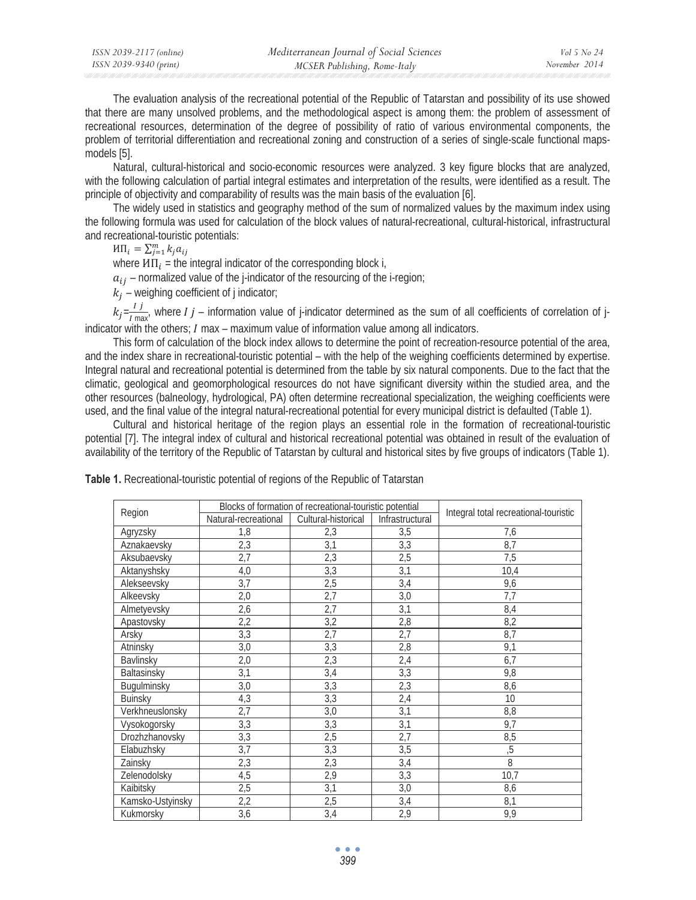The evaluation analysis of the recreational potential of the Republic of Tatarstan and possibility of its use showed that there are many unsolved problems, and the methodological aspect is among them: the problem of assessment of recreational resources, determination of the degree of possibility of ratio of various environmental components, the problem of territorial differentiation and recreational zoning and construction of a series of single-scale functional maps-models [5].

Natural, cultural-historical and socio-economic resources were analyzed. 3 key figure blocks that are analyzed, with the following calculation of partial integral estimates and interpretation of the results, were identified as a result. The principle of objectivity and comparability of results was the main basis of the evaluation [6].

The widely used in statistics and geography method of the sum of normalized values by the maximum index using the following formula was used for calculation of the block values of natural-recreational, cultural-historical, infrastructural and recreational-touristic potentials:

$ИП_i = \sum_{j=1}^{m} k_j a_{ij}$

where $ИП_i$ = the integral indicator of the corresponding block i,

$a_{ij}$ – normalized value of the j-indicator of the resourcing of the i-region;

$k_j$ – weighing coefficient of j indicator;

$k_j = \frac{I\ j}{I\ \max}$, where $I\ j$ – information value of j-indicator determined as the sum of all coefficients of correlation of j-indicator with the others; $I$ max – maximum value of information value among all indicators.

This form of calculation of the block index allows to determine the point of recreation-resource potential of the area, and the index share in recreational-touristic potential – with the help of the weighing coefficients determined by expertise. Integral natural and recreational potential is determined from the table by six natural components. Due to the fact that the climatic, geological and geomorphological resources do not have significant diversity within the studied area, and the other resources (balneology, hydrological, PA) often determine recreational specialization, the weighing coefficients were used, and the final value of the integral natural-recreational potential for every municipal district is defaulted (Table 1).

Cultural and historical heritage of the region plays an essential role in the formation of recreational-touristic potential [7]. The integral index of cultural and historical recreational potential was obtained in result of the evaluation of availability of the territory of the Republic of Tatarstan by cultural and historical sites by five groups of indicators (Table 1).

**Table 1.** Recreational-touristic potential of regions of the Republic of Tatarstan

| Region | Blocks of formation of recreational-touristic potential | | | Integral total recreational-touristic |
|---|---|---|---|---|
| | Natural-recreational | Cultural-historical | Infrastructural | |
| Agryzsky | 1,8 | 2,3 | 3,5 | 7,6 |
| Aznakaevsky | 2,3 | 3,1 | 3,3 | 8,7 |
| Aksubaevsky | 2,7 | 2,3 | 2,5 | 7,5 |
| Aktanyshsky | 4,0 | 3,3 | 3,1 | 10,4 |
| Alekseevsky | 3,7 | 2,5 | 3,4 | 9,6 |
| Alkeevsky | 2,0 | 2,7 | 3,0 | 7,7 |
| Almetyevsky | 2,6 | 2,7 | 3,1 | 8,4 |
| Apastovsky | 2,2 | 3,2 | 2,8 | 8,2 |
| Arsky | 3,3 | 2,7 | 2,7 | 8,7 |
| Atninsky | 3,0 | 3,3 | 2,8 | 9,1 |
| Bavlinsky | 2,0 | 2,3 | 2,4 | 6,7 |
| Baltasinsky | 3,1 | 3,4 | 3,3 | 9,8 |
| Bugulminsky | 3,0 | 3,3 | 2,3 | 8,6 |
| Buinsky | 4,3 | 3,3 | 2,4 | 10 |
| Verkhneuslonsky | 2,7 | 3,0 | 3,1 | 8,8 |
| Vysokogorsky | 3,3 | 3,3 | 3,1 | 9,7 |
| Drozhzhanovsky | 3,3 | 2,5 | 2,7 | 8,5 |
| Elabuzhsky | 3,7 | 3,3 | 3,5 | ,5 |
| Zainsky | 2,3 | 2,3 | 3,4 | 8 |
| Zelenodolsky | 4,5 | 2,9 | 3,3 | 10,7 |
| Kaibitsky | 2,5 | 3,1 | 3,0 | 8,6 |
| Kamsko-Ustyinsky | 2,2 | 2,5 | 3,4 | 8,1 |
| Kukmorsky | 3,6 | 3,4 | 2,9 | 9,9 |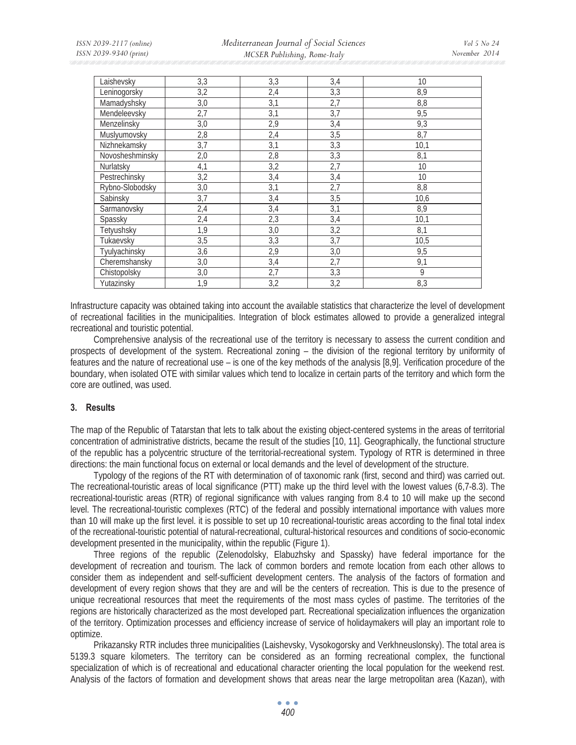| Laishevsky | 3,3 | 3,3 | 3,4 | 10 |
|---|---|---|---|---|
| Leninogorsky | 3,2 | 2,4 | 3,3 | 8,9 |
| Mamadyshsky | 3,0 | 3,1 | 2,7 | 8,8 |
| Mendeleevsky | 2,7 | 3,1 | 3,7 | 9,5 |
| Menzelinsky | 3,0 | 2,9 | 3,4 | 9,3 |
| Muslyumovsky | 2,8 | 2,4 | 3,5 | 8,7 |
| Nizhnekamsky | 3,7 | 3,1 | 3,3 | 10,1 |
| Novosheshminsky | 2,0 | 2,8 | 3,3 | 8,1 |
| Nurlatsky | 4,1 | 3,2 | 2,7 | 10 |
| Pestrechinsky | 3,2 | 3,4 | 3,4 | 10 |
| Rybno-Slobodsky | 3,0 | 3,1 | 2,7 | 8,8 |
| Sabinsky | 3,7 | 3,4 | 3,5 | 10,6 |
| Sarmanovsky | 2,4 | 3,4 | 3,1 | 8,9 |
| Spassky | 2,4 | 2,3 | 3,4 | 10,1 |
| Tetyushsky | 1,9 | 3,0 | 3,2 | 8,1 |
| Tukaevsky | 3,5 | 3,3 | 3,7 | 10,5 |
| Tyulyachinsky | 3,6 | 2,9 | 3,0 | 9,5 |
| Cheremshansky | 3,0 | 3,4 | 2,7 | 9,1 |
| Chistopolsky | 3,0 | 2,7 | 3,3 | 9 |
| Yutazinsky | 1,9 | 3,2 | 3,2 | 8,3 |

Infrastructure capacity was obtained taking into account the available statistics that characterize the level of development of recreational facilities in the municipalities. Integration of block estimates allowed to provide a generalized integral recreational and touristic potential.

Comprehensive analysis of the recreational use of the territory is necessary to assess the current condition and prospects of development of the system. Recreational zoning – the division of the regional territory by uniformity of features and the nature of recreational use – is one of the key methods of the analysis [8,9]. Verification procedure of the boundary, when isolated OTE with similar values which tend to localize in certain parts of the territory and which form the core are outlined, was used.

## 3. Results

The map of the Republic of Tatarstan that lets to talk about the existing object-centered systems in the areas of territorial concentration of administrative districts, became the result of the studies [10, 11]. Geographically, the functional structure of the republic has a polycentric structure of the territorial-recreational system. Typology of RTR is determined in three directions: the main functional focus on external or local demands and the level of development of the structure.

Typology of the regions of the RT with determination of of taxonomic rank (first, second and third) was carried out. The recreational-touristic areas of local significance (PTT) make up the third level with the lowest values (6,7-8.3). The recreational-touristic areas (RTR) of regional significance with values ranging from 8.4 to 10 will make up the second level. The recreational-touristic complexes (RTC) of the federal and possibly international importance with values more than 10 will make up the first level. it is possible to set up 10 recreational-touristic areas according to the final total index of the recreational-touristic potential of natural-recreational, cultural-historical resources and conditions of socio-economic development presented in the municipality, within the republic (Figure 1).

Three regions of the republic (Zelenodolsky, Elabuzhsky and Spassky) have federal importance for the development of recreation and tourism. The lack of common borders and remote location from each other allows to consider them as independent and self-sufficient development centers. The analysis of the factors of formation and development of every region shows that they are and will be the centers of recreation. This is due to the presence of unique recreational resources that meet the requirements of the most mass cycles of pastime. The territories of the regions are historically characterized as the most developed part. Recreational specialization influences the organization of the territory. Optimization processes and efficiency increase of service of holidaymakers will play an important role to optimize.

Prikazansky RTR includes three municipalities (Laishevsky, Vysokogorsky and Verkhneuslonsky). The total area is 5139.3 square kilometers. The territory can be considered as an forming recreational complex, the functional specialization of which is of recreational and educational character orienting the local population for the weekend rest. Analysis of the factors of formation and development shows that areas near the large metropolitan area (Kazan), with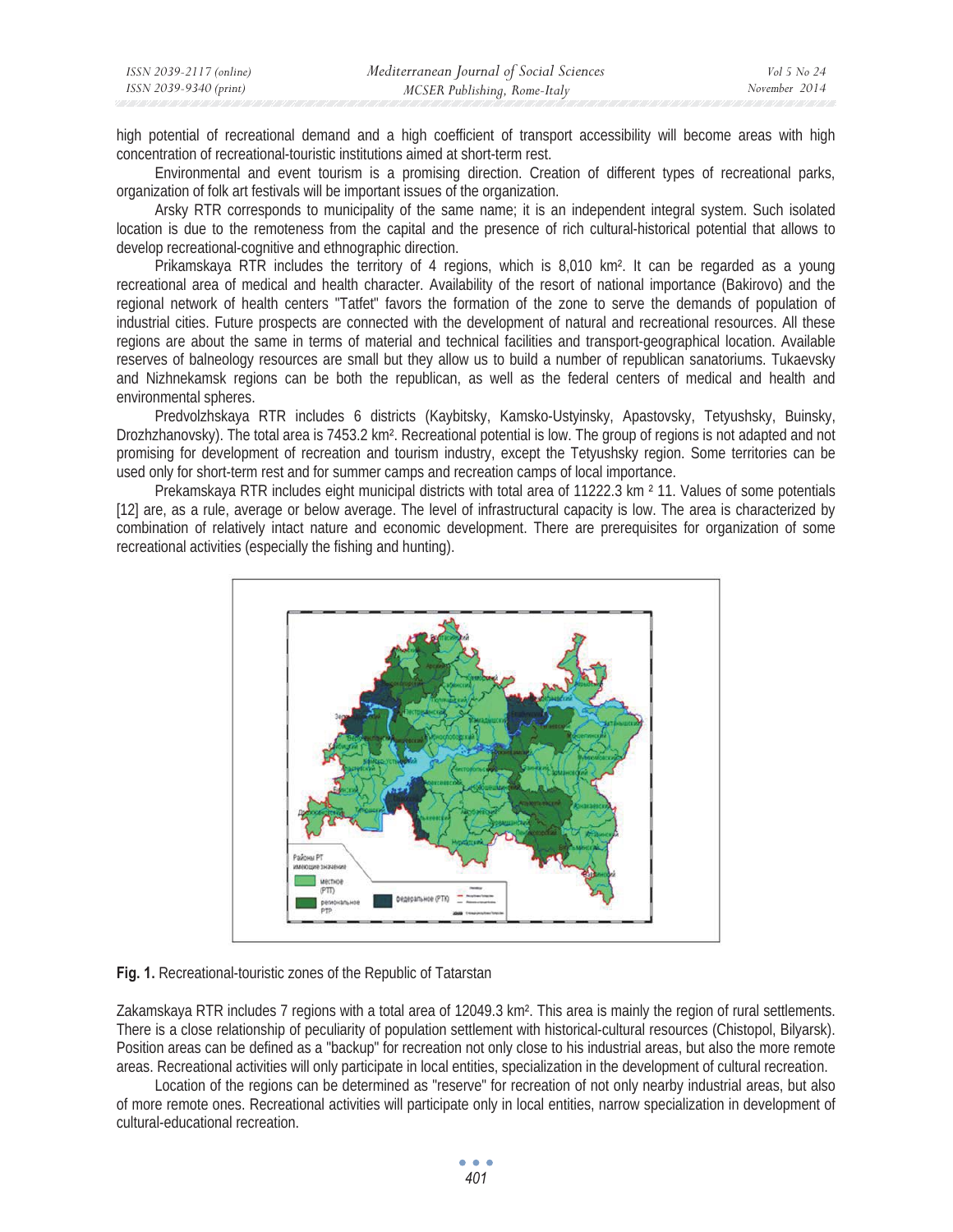high potential of recreational demand and a high coefficient of transport accessibility will become areas with high concentration of recreational-touristic institutions aimed at short-term rest.

Environmental and event tourism is a promising direction. Creation of different types of recreational parks, organization of folk art festivals will be important issues of the organization.

Arsky RTR corresponds to municipality of the same name; it is an independent integral system. Such isolated location is due to the remoteness from the capital and the presence of rich cultural-historical potential that allows to develop recreational-cognitive and ethnographic direction.

Prikamskaya RTR includes the territory of 4 regions, which is 8,010 km². It can be regarded as a young recreational area of medical and health character. Availability of the resort of national importance (Bakirovo) and the regional network of health centers "Tatfet" favors the formation of the zone to serve the demands of population of industrial cities. Future prospects are connected with the development of natural and recreational resources. All these regions are about the same in terms of material and technical facilities and transport-geographical location. Available reserves of balneology resources are small but they allow us to build a number of republican sanatoriums. Tukaevsky and Nizhnekamsk regions can be both the republican, as well as the federal centers of medical and health and environmental spheres.

Predvolzhskaya RTR includes 6 districts (Kaybitsky, Kamsko-Ustyinsky, Apastovsky, Tetyushsky, Buinsky, Drozhzhanovsky). The total area is 7453.2 km². Recreational potential is low. The group of regions is not adapted and not promising for development of recreation and tourism industry, except the Tetyushsky region. Some territories can be used only for short-term rest and for summer camps and recreation camps of local importance.

Prekamskaya RTR includes eight municipal districts with total area of 11222.3 km ² 11. Values of some potentials [12] are, as a rule, average or below average. The level of infrastructural capacity is low. The area is characterized by combination of relatively intact nature and economic development. There are prerequisites for organization of some recreational activities (especially the fishing and hunting).

**Fig. 1.** Recreational-touristic zones of the Republic of Tatarstan

Zakamskaya RTR includes 7 regions with a total area of 12049.3 km². This area is mainly the region of rural settlements. There is a close relationship of peculiarity of population settlement with historical-cultural resources (Chistopol, Bilyarsk). Position areas can be defined as a "backup" for recreation not only close to his industrial areas, but also the more remote areas. Recreational activities will only participate in local entities, specialization in the development of cultural recreation.

Location of the regions can be determined as "reserve" for recreation of not only nearby industrial areas, but also of more remote ones. Recreational activities will participate only in local entities, narrow specialization in development of cultural-educational recreation.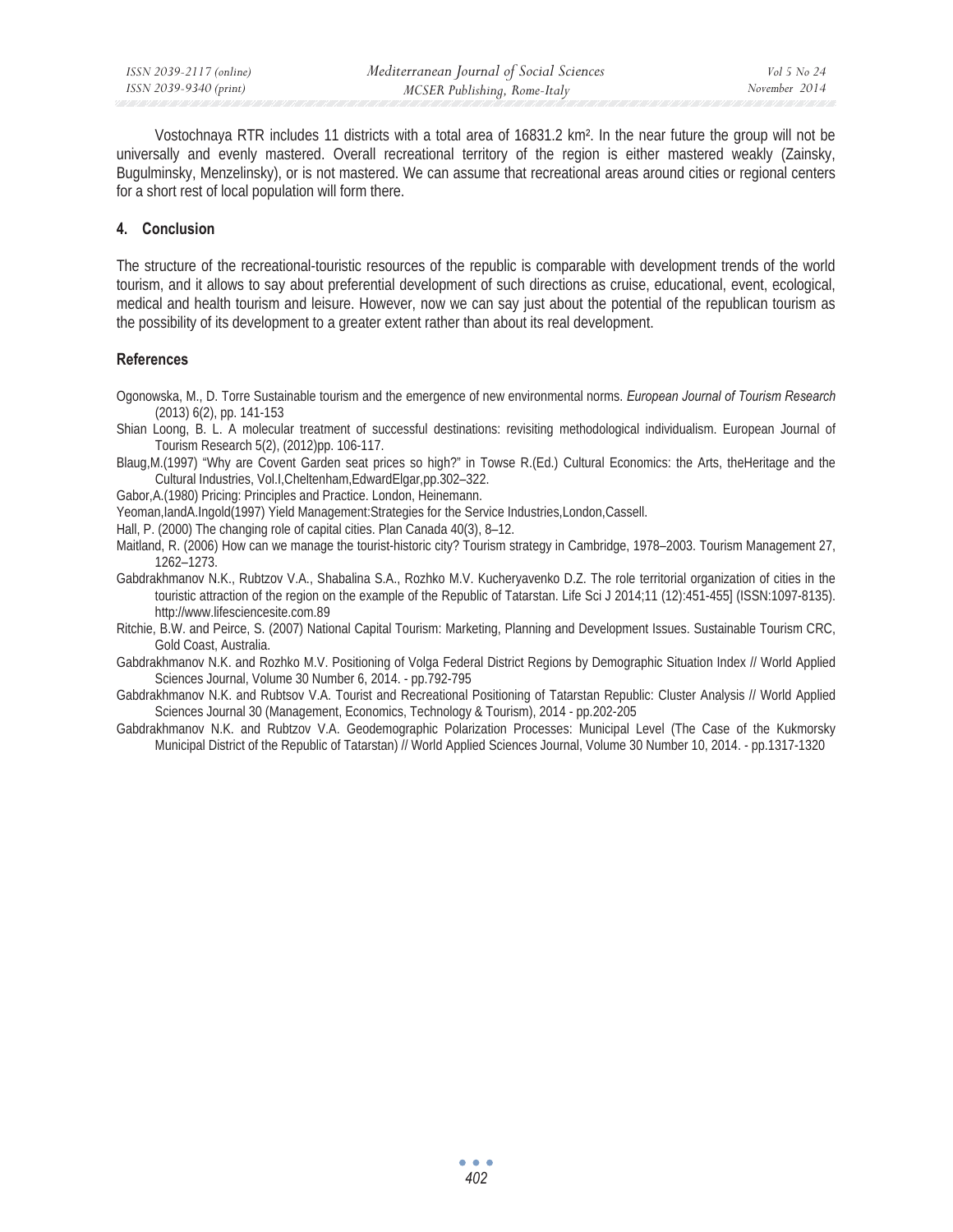Vostochnaya RTR includes 11 districts with a total area of 16831.2 km². In the near future the group will not be universally and evenly mastered. Overall recreational territory of the region is either mastered weakly (Zainsky, Bugulminsky, Menzelinsky), or is not mastered. We can assume that recreational areas around cities or regional centers for a short rest of local population will form there.

## 4. Conclusion

The structure of the recreational-touristic resources of the republic is comparable with development trends of the world tourism, and it allows to say about preferential development of such directions as cruise, educational, event, ecological, medical and health tourism and leisure. However, now we can say just about the potential of the republican tourism as the possibility of its development to a greater extent rather than about its real development.

## References

Ogonowska, M., D. Torre Sustainable tourism and the emergence of new environmental norms. *European Journal of Tourism Research* (2013) 6(2), pp. 141-153

Shian Loong, B. L. A molecular treatment of successful destinations: revisiting methodological individualism. European Journal of Tourism Research 5(2), (2012)pp. 106-117.

Blaug,M.(1997) "Why are Covent Garden seat prices so high?" in Towse R.(Ed.) Cultural Economics: the Arts, theHeritage and the Cultural Industries, Vol.I,Cheltenham,EdwardElgar,pp.302–322.

Gabor,A.(1980) Pricing: Principles and Practice. London, Heinemann.

Yeoman,IandA.Ingold(1997) Yield Management:Strategies for the Service Industries,London,Cassell.

Hall, P. (2000) The changing role of capital cities. Plan Canada 40(3), 8–12.

Maitland, R. (2006) How can we manage the tourist-historic city? Tourism strategy in Cambridge, 1978–2003. Tourism Management 27, 1262–1273.

Gabdrakhmanov N.K., Rubtzov V.A., Shabalina S.A., Rozhko M.V. Kucheryavenko D.Z. The role territorial organization of cities in the touristic attraction of the region on the example of the Republic of Tatarstan. Life Sci J 2014;11 (12):451-455] (ISSN:1097-8135). http://www.lifesciencesite.com.89

Ritchie, B.W. and Peirce, S. (2007) National Capital Tourism: Marketing, Planning and Development Issues. Sustainable Tourism CRC, Gold Coast, Australia.

Gabdrakhmanov N.K. and Rozhko M.V. Positioning of Volga Federal District Regions by Demographic Situation Index // World Applied Sciences Journal, Volume 30 Number 6, 2014. - pp.792-795

Gabdrakhmanov N.K. and Rubtsov V.A. Tourist and Recreational Positioning of Tatarstan Republic: Cluster Analysis // World Applied Sciences Journal 30 (Management, Economics, Technology & Tourism), 2014 - pp.202-205

Gabdrakhmanov N.K. and Rubtzov V.A. Geodemographic Polarization Processes: Municipal Level (The Case of the Kukmorsky Municipal District of the Republic of Tatarstan) // World Applied Sciences Journal, Volume 30 Number 10, 2014. - pp.1317-1320